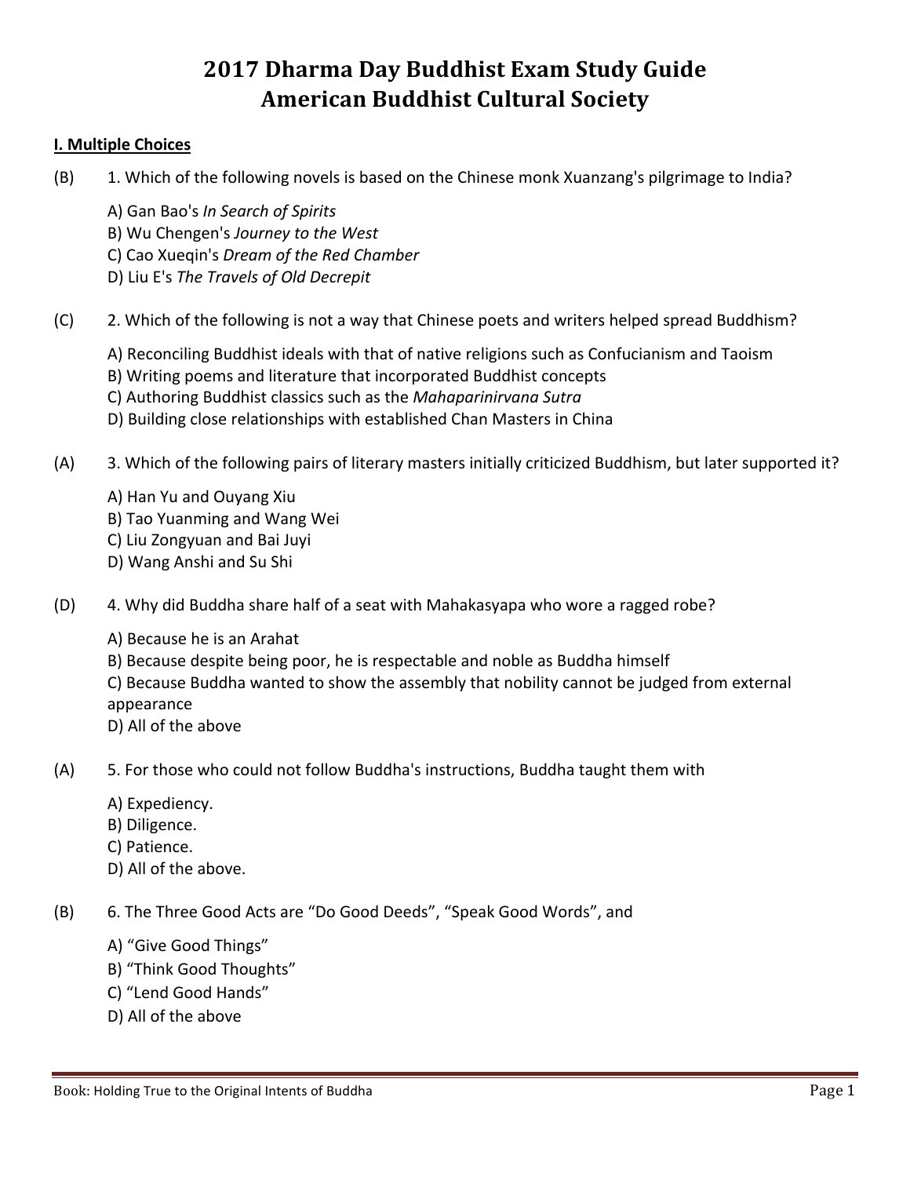# 2017 Dharma Day Buddhist Exam Study Guide
# American Buddhist Cultural Society

## I. Multiple Choices

(B) 1. Which of the following novels is based on the Chinese monk Xuanzang's pilgrimage to India?

A) Gan Bao's *In Search of Spirits*
B) Wu Chengen's *Journey to the West*
C) Cao Xueqin's *Dream of the Red Chamber*
D) Liu E's *The Travels of Old Decrepit*

(C) 2. Which of the following is not a way that Chinese poets and writers helped spread Buddhism?

A) Reconciling Buddhist ideals with that of native religions such as Confucianism and Taoism
B) Writing poems and literature that incorporated Buddhist concepts
C) Authoring Buddhist classics such as the *Mahaparinirvana Sutra*
D) Building close relationships with established Chan Masters in China

(A) 3. Which of the following pairs of literary masters initially criticized Buddhism, but later supported it?

A) Han Yu and Ouyang Xiu
B) Tao Yuanming and Wang Wei
C) Liu Zongyuan and Bai Juyi
D) Wang Anshi and Su Shi

(D) 4. Why did Buddha share half of a seat with Mahakasyapa who wore a ragged robe?

A) Because he is an Arahat
B) Because despite being poor, he is respectable and noble as Buddha himself
C) Because Buddha wanted to show the assembly that nobility cannot be judged from external appearance
D) All of the above

(A) 5. For those who could not follow Buddha's instructions, Buddha taught them with

A) Expediency.
B) Diligence.
C) Patience.
D) All of the above.

(B) 6. The Three Good Acts are "Do Good Deeds", "Speak Good Words", and

A) "Give Good Things"
B) "Think Good Thoughts"
C) "Lend Good Hands"
D) All of the above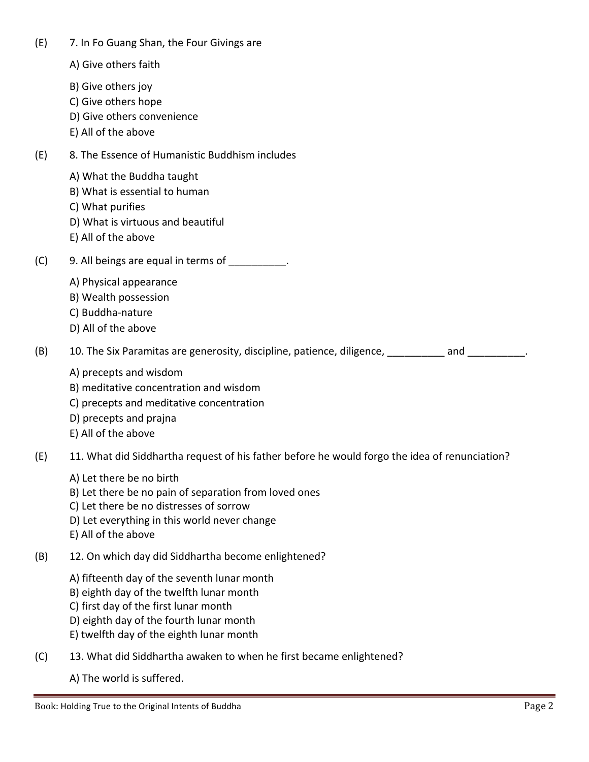(E) 7. In Fo Guang Shan, the Four Givings are

A) Give others faith
B) Give others joy
C) Give others hope
D) Give others convenience
E) All of the above

(E) 8. The Essence of Humanistic Buddhism includes

A) What the Buddha taught
B) What is essential to human
C) What purifies
D) What is virtuous and beautiful
E) All of the above

(C) 9. All beings are equal in terms of __________.

A) Physical appearance
B) Wealth possession
C) Buddha-nature
D) All of the above

(B) 10. The Six Paramitas are generosity, discipline, patience, diligence, __________ and __________.

A) precepts and wisdom
B) meditative concentration and wisdom
C) precepts and meditative concentration
D) precepts and prajna
E) All of the above

(E) 11. What did Siddhartha request of his father before he would forgo the idea of renunciation?

A) Let there be no birth
B) Let there be no pain of separation from loved ones
C) Let there be no distresses of sorrow
D) Let everything in this world never change
E) All of the above

(B) 12. On which day did Siddhartha become enlightened?

A) fifteenth day of the seventh lunar month
B) eighth day of the twelfth lunar month
C) first day of the first lunar month
D) eighth day of the fourth lunar month
E) twelfth day of the eighth lunar month

(C) 13. What did Siddhartha awaken to when he first became enlightened?

A) The world is suffered.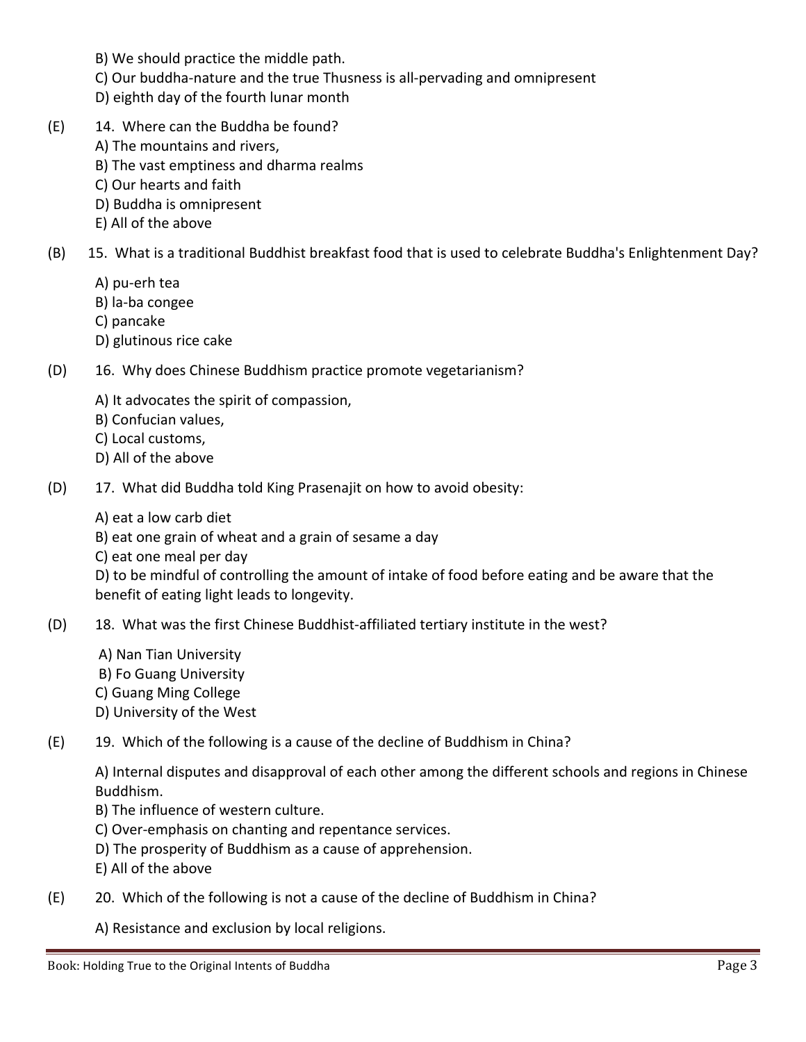B) We should practice the middle path.
C) Our buddha-nature and the true Thusness is all-pervading and omnipresent
D) eighth day of the fourth lunar month

(E) 14. Where can the Buddha be found?

A) The mountains and rivers,
B) The vast emptiness and dharma realms
C) Our hearts and faith
D) Buddha is omnipresent
E) All of the above

(B) 15. What is a traditional Buddhist breakfast food that is used to celebrate Buddha's Enlightenment Day?

A) pu-erh tea
B) la-ba congee
C) pancake
D) glutinous rice cake

(D) 16. Why does Chinese Buddhism practice promote vegetarianism?

A) It advocates the spirit of compassion,
B) Confucian values,
C) Local customs,
D) All of the above

(D) 17. What did Buddha told King Prasenajit on how to avoid obesity:

A) eat a low carb diet
B) eat one grain of wheat and a grain of sesame a day
C) eat one meal per day
D) to be mindful of controlling the amount of intake of food before eating and be aware that the benefit of eating light leads to longevity.

(D) 18. What was the first Chinese Buddhist-affiliated tertiary institute in the west?

A) Nan Tian University
B) Fo Guang University
C) Guang Ming College
D) University of the West

(E) 19. Which of the following is a cause of the decline of Buddhism in China?

A) Internal disputes and disapproval of each other among the different schools and regions in Chinese Buddhism.
B) The influence of western culture.
C) Over-emphasis on chanting and repentance services.
D) The prosperity of Buddhism as a cause of apprehension.
E) All of the above

(E) 20. Which of the following is not a cause of the decline of Buddhism in China?

A) Resistance and exclusion by local religions.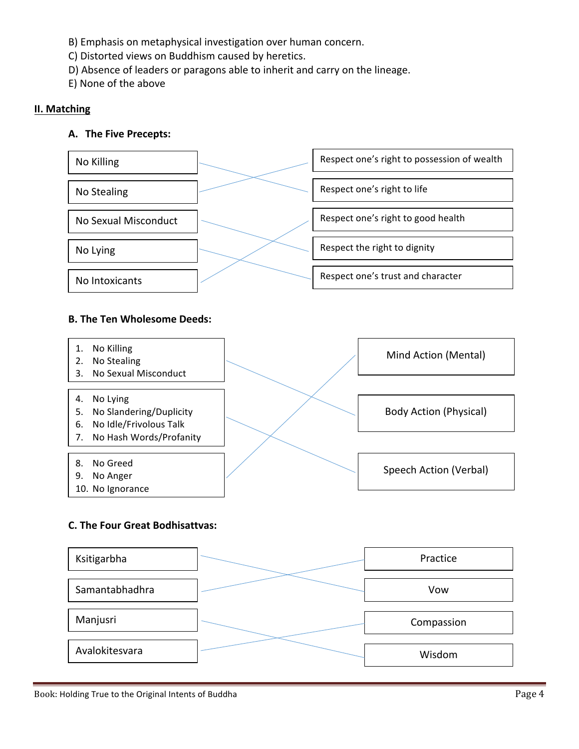B) Emphasis on metaphysical investigation over human concern.
C) Distorted views on Buddhism caused by heretics.
D) Absence of leaders or paragons able to inherit and carry on the lineage.
E) None of the above

## II. Matching

### A. The Five Precepts:

| | |
|---|---|
| No Killing | Respect one's right to possession of wealth |
| No Stealing | Respect one's right to life |
| No Sexual Misconduct | Respect one's right to good health |
| No Lying | Respect the right to dignity |
| No Intoxicants | Respect one's trust and character |

### B. The Ten Wholesome Deeds:

| | |
|---|---|
| 1. No Killing<br>2. No Stealing<br>3. No Sexual Misconduct | Mind Action (Mental) |
| 4. No Lying<br>5. No Slandering/Duplicity<br>6. No Idle/Frivolous Talk<br>7. No Hash Words/Profanity | Body Action (Physical) |
| 8. No Greed<br>9. No Anger<br>10. No Ignorance | Speech Action (Verbal) |

### C. The Four Great Bodhisattvas:

| | |
|---|---|
| Ksitigarbha | Practice |
| Samantabhadra | Vow |
| Manjusri | Compassion |
| Avalokitesvara | Wisdom |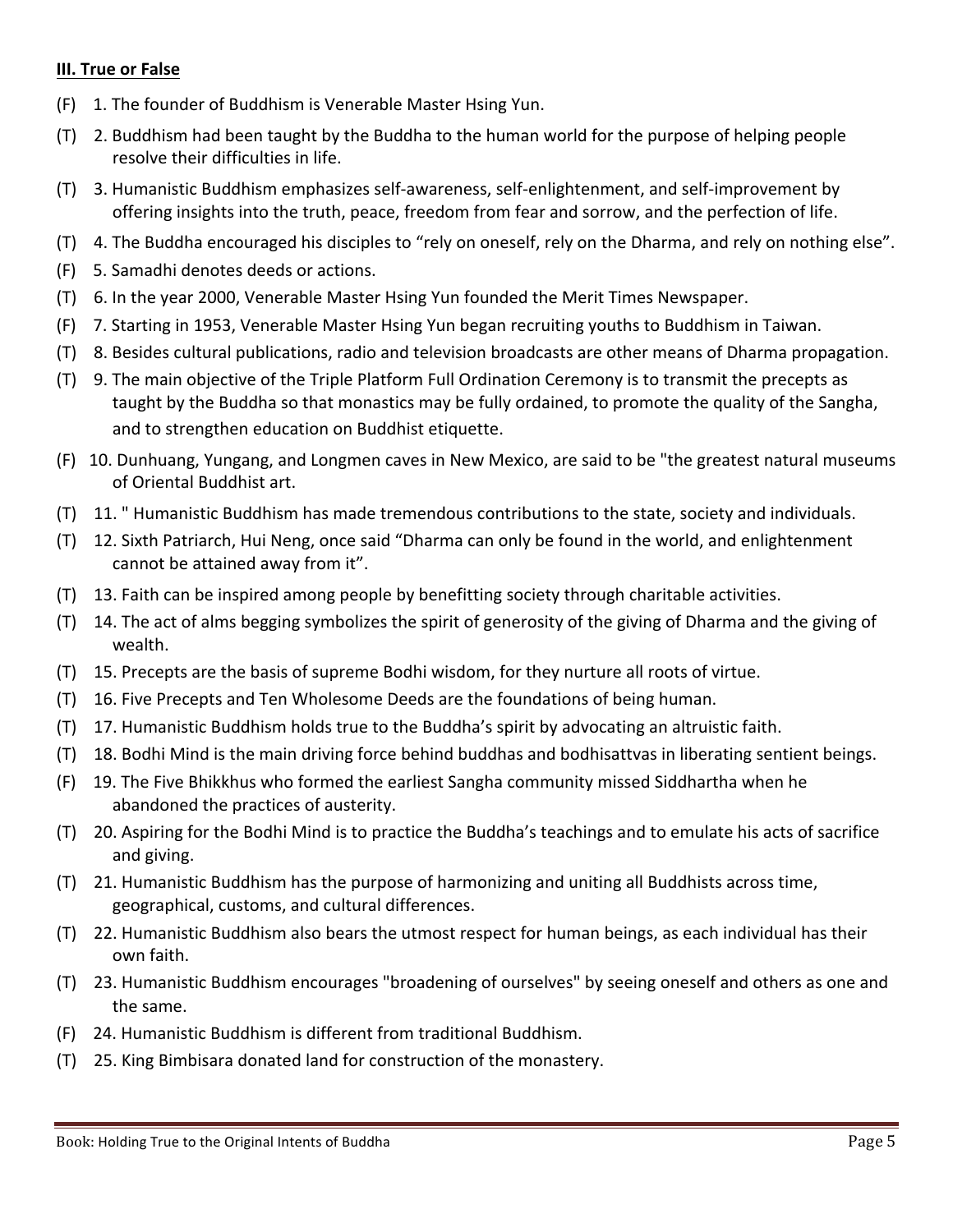**III. True or False**

(F) 1. The founder of Buddhism is Venerable Master Hsing Yun.

(T) 2. Buddhism had been taught by the Buddha to the human world for the purpose of helping people resolve their difficulties in life.

(T) 3. Humanistic Buddhism emphasizes self-awareness, self-enlightenment, and self-improvement by offering insights into the truth, peace, freedom from fear and sorrow, and the perfection of life.

(T) 4. The Buddha encouraged his disciples to "rely on oneself, rely on the Dharma, and rely on nothing else".

(F) 5. Samadhi denotes deeds or actions.

(T) 6. In the year 2000, Venerable Master Hsing Yun founded the Merit Times Newspaper.

(F) 7. Starting in 1953, Venerable Master Hsing Yun began recruiting youths to Buddhism in Taiwan.

(T) 8. Besides cultural publications, radio and television broadcasts are other means of Dharma propagation.

(T) 9. The main objective of the Triple Platform Full Ordination Ceremony is to transmit the precepts as taught by the Buddha so that monastics may be fully ordained, to promote the quality of the Sangha, and to strengthen education on Buddhist etiquette.

(F) 10. Dunhuang, Yungang, and Longmen caves in New Mexico, are said to be "the greatest natural museums of Oriental Buddhist art.

(T) 11. " Humanistic Buddhism has made tremendous contributions to the state, society and individuals.

(T) 12. Sixth Patriarch, Hui Neng, once said "Dharma can only be found in the world, and enlightenment cannot be attained away from it".

(T) 13. Faith can be inspired among people by benefitting society through charitable activities.

(T) 14. The act of alms begging symbolizes the spirit of generosity of the giving of Dharma and the giving of wealth.

(T) 15. Precepts are the basis of supreme Bodhi wisdom, for they nurture all roots of virtue.

(T) 16. Five Precepts and Ten Wholesome Deeds are the foundations of being human.

(T) 17. Humanistic Buddhism holds true to the Buddha's spirit by advocating an altruistic faith.

(T) 18. Bodhi Mind is the main driving force behind buddhas and bodhisattvas in liberating sentient beings.

(F) 19. The Five Bhikkhus who formed the earliest Sangha community missed Siddhartha when he abandoned the practices of austerity.

(T) 20. Aspiring for the Bodhi Mind is to practice the Buddha's teachings and to emulate his acts of sacrifice and giving.

(T) 21. Humanistic Buddhism has the purpose of harmonizing and uniting all Buddhists across time, geographical, customs, and cultural differences.

(T) 22. Humanistic Buddhism also bears the utmost respect for human beings, as each individual has their own faith.

(T) 23. Humanistic Buddhism encourages "broadening of ourselves" by seeing oneself and others as one and the same.

(F) 24. Humanistic Buddhism is different from traditional Buddhism.

(T) 25. King Bimbisara donated land for construction of the monastery.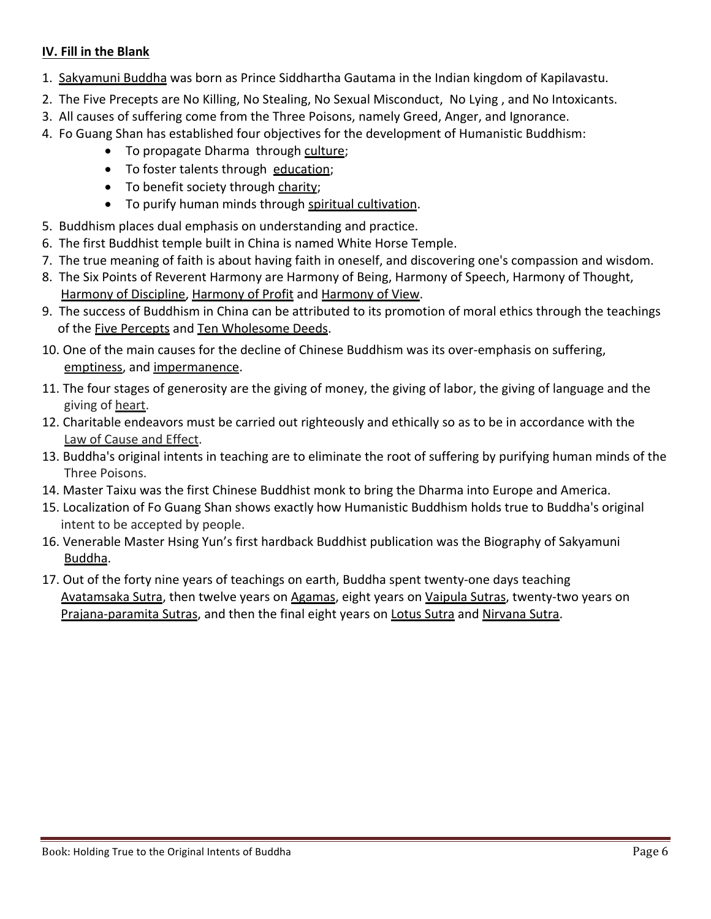**IV. Fill in the Blank**

1. Sakyamuni Buddha was born as Prince Siddhartha Gautama in the Indian kingdom of Kapilavastu.
2. The Five Precepts are No Killing, No Stealing, No Sexual Misconduct, No Lying , and No Intoxicants.
3. All causes of suffering come from the Three Poisons, namely Greed, Anger, and Ignorance.
4. Fo Guang Shan has established four objectives for the development of Humanistic Buddhism:
   - To propagate Dharma through culture;
   - To foster talents through education;
   - To benefit society through charity;
   - To purify human minds through spiritual cultivation.
5. Buddhism places dual emphasis on understanding and practice.
6. The first Buddhist temple built in China is named White Horse Temple.
7. The true meaning of faith is about having faith in oneself, and discovering one's compassion and wisdom.
8. The Six Points of Reverent Harmony are Harmony of Being, Harmony of Speech, Harmony of Thought, Harmony of Discipline, Harmony of Profit and Harmony of View.
9. The success of Buddhism in China can be attributed to its promotion of moral ethics through the teachings of the Five Percepts and Ten Wholesome Deeds.
10. One of the main causes for the decline of Chinese Buddhism was its over-emphasis on suffering, emptiness, and impermanence.
11. The four stages of generosity are the giving of money, the giving of labor, the giving of language and the giving of heart.
12. Charitable endeavors must be carried out righteously and ethically so as to be in accordance with the Law of Cause and Effect.
13. Buddha's original intents in teaching are to eliminate the root of suffering by purifying human minds of the Three Poisons.
14. Master Taixu was the first Chinese Buddhist monk to bring the Dharma into Europe and America.
15. Localization of Fo Guang Shan shows exactly how Humanistic Buddhism holds true to Buddha's original intent to be accepted by people.
16. Venerable Master Hsing Yun's first hardback Buddhist publication was the Biography of Sakyamuni Buddha.
17. Out of the forty nine years of teachings on earth, Buddha spent twenty-one days teaching Avatamsaka Sutra, then twelve years on Agamas, eight years on Vaipula Sutras, twenty-two years on Prajana-paramita Sutras, and then the final eight years on Lotus Sutra and Nirvana Sutra.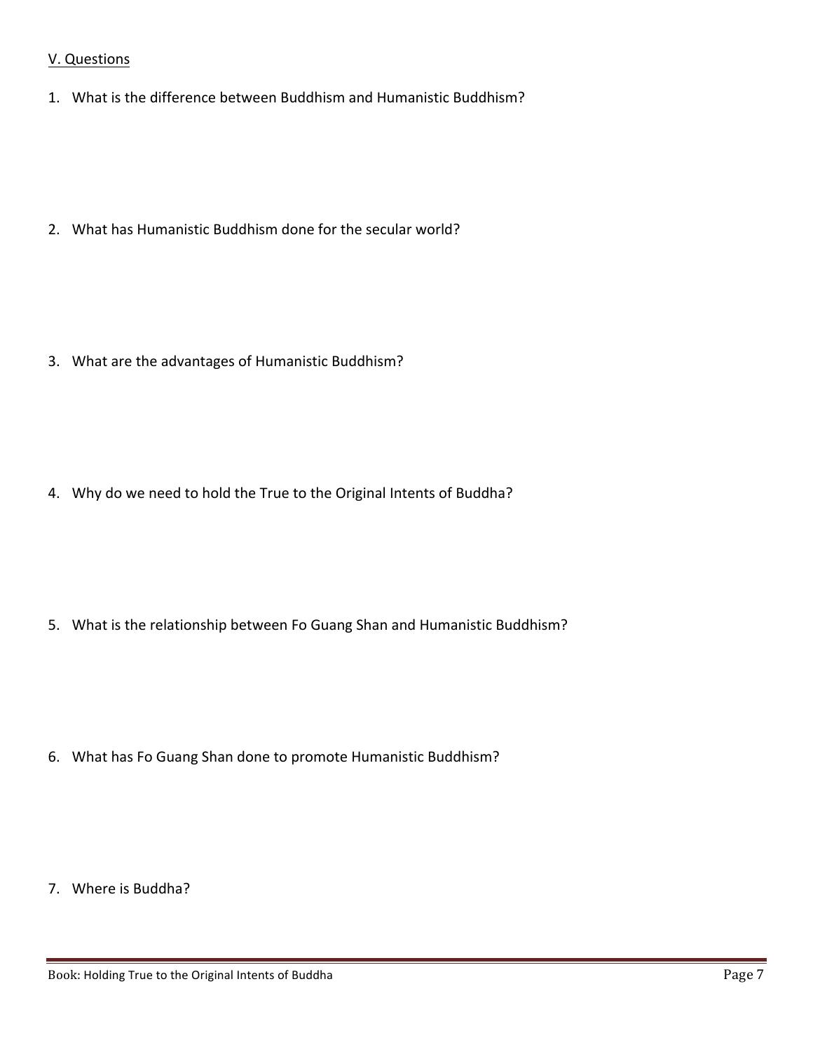V. Questions

1. What is the difference between Buddhism and Humanistic Buddhism?

2. What has Humanistic Buddhism done for the secular world?

3. What are the advantages of Humanistic Buddhism?

4. Why do we need to hold the True to the Original Intents of Buddha?

5. What is the relationship between Fo Guang Shan and Humanistic Buddhism?

6. What has Fo Guang Shan done to promote Humanistic Buddhism?

7. Where is Buddha?